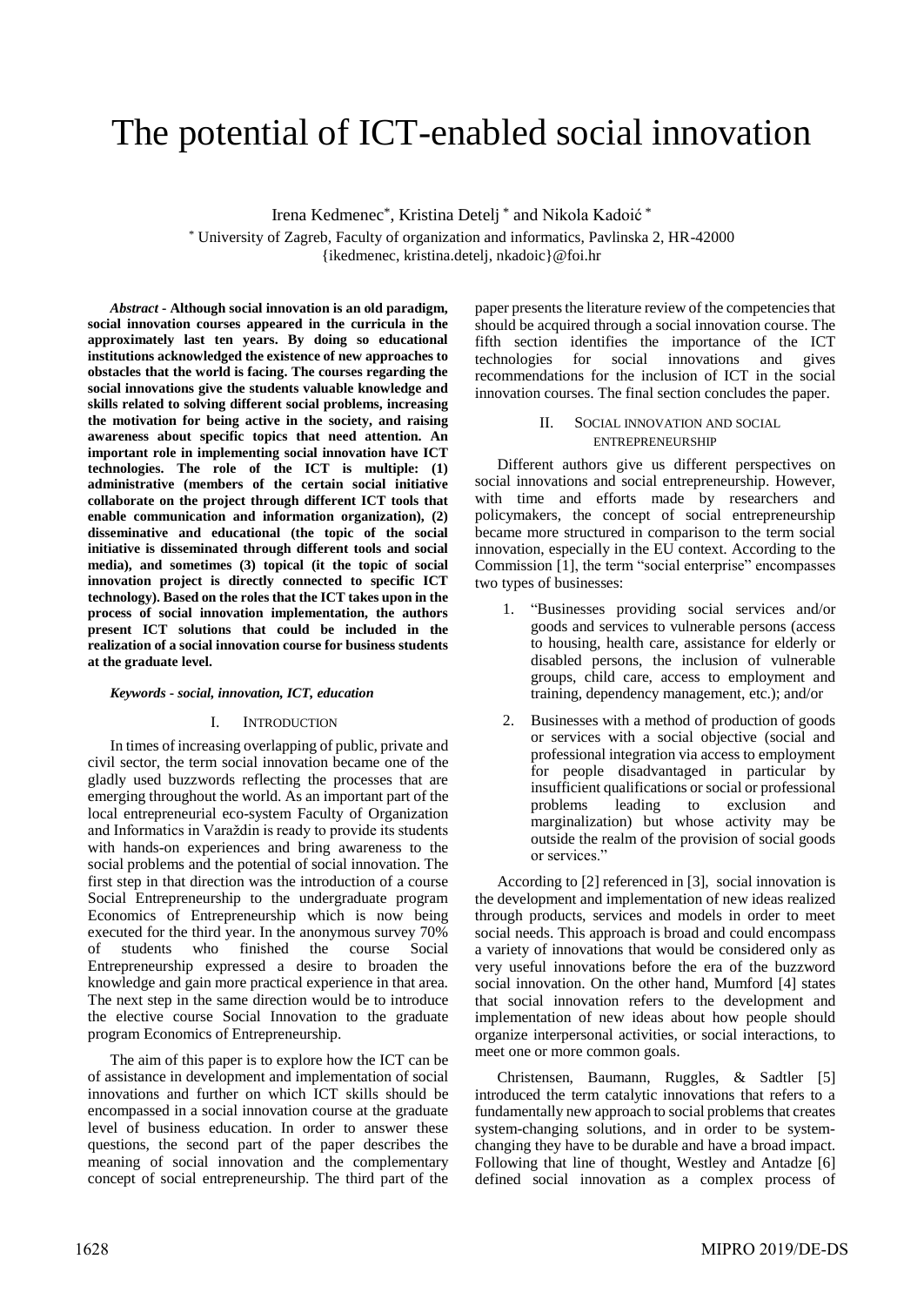# The potential of ICT-enabled social innovation

Irena Kedmenec*, Kristina Detelj * and Nikola Kadoić *

* University of Zagreb, Faculty of organization and informatics, Pavlinska 2, HR-42000
{ikedmenec, kristina.detelj, nkadoic}@foi.hr

***Abstract* - Although social innovation is an old paradigm, social innovation courses appeared in the curricula in the approximately last ten years. By doing so educational institutions acknowledged the existence of new approaches to obstacles that the world is facing. The courses regarding the social innovations give the students valuable knowledge and skills related to solving different social problems, increasing the motivation for being active in the society, and raising awareness about specific topics that need attention. An important role in implementing social innovation have ICT technologies. The role of the ICT is multiple: (1) administrative (members of the certain social initiative collaborate on the project through different ICT tools that enable communication and information organization), (2) disseminative and educational (the topic of the social initiative is disseminated through different tools and social media), and sometimes (3) topical (it the topic of social innovation project is directly connected to specific ICT technology). Based on the roles that the ICT takes upon in the process of social innovation implementation, the authors present ICT solutions that could be included in the realization of a social innovation course for business students at the graduate level.**

***Keywords - social, innovation, ICT, education***

## I. Introduction

In times of increasing overlapping of public, private and civil sector, the term social innovation became one of the gladly used buzzwords reflecting the processes that are emerging throughout the world. As an important part of the local entrepreneurial eco-system Faculty of Organization and Informatics in Varaždin is ready to provide its students with hands-on experiences and bring awareness to the social problems and the potential of social innovation. The first step in that direction was the introduction of a course Social Entrepreneurship to the undergraduate program Economics of Entrepreneurship which is now being executed for the third year. In the anonymous survey 70% of students who finished the course Social Entrepreneurship expressed a desire to broaden the knowledge and gain more practical experience in that area. The next step in the same direction would be to introduce the elective course Social Innovation to the graduate program Economics of Entrepreneurship.

The aim of this paper is to explore how the ICT can be of assistance in development and implementation of social innovations and further on which ICT skills should be encompassed in a social innovation course at the graduate level of business education. In order to answer these questions, the second part of the paper describes the meaning of social innovation and the complementary concept of social entrepreneurship. The third part of the paper presents the literature review of the competencies that should be acquired through a social innovation course. The fifth section identifies the importance of the ICT technologies for social innovations and gives recommendations for the inclusion of ICT in the social innovation courses. The final section concludes the paper.

## II. Social innovation and social entrepreneurship

Different authors give us different perspectives on social innovations and social entrepreneurship. However, with time and efforts made by researchers and policymakers, the concept of social entrepreneurship became more structured in comparison to the term social innovation, especially in the EU context. According to the Commission [1], the term "social enterprise" encompasses two types of businesses:

1. "Businesses providing social services and/or goods and services to vulnerable persons (access to housing, health care, assistance for elderly or disabled persons, the inclusion of vulnerable groups, child care, access to employment and training, dependency management, etc.); and/or
2. Businesses with a method of production of goods or services with a social objective (social and professional integration via access to employment for people disadvantaged in particular by insufficient qualifications or social or professional problems leading to exclusion and marginalization) but whose activity may be outside the realm of the provision of social goods or services."

According to [2] referenced in [3], social innovation is the development and implementation of new ideas realized through products, services and models in order to meet social needs. This approach is broad and could encompass a variety of innovations that would be considered only as very useful innovations before the era of the buzzword social innovation. On the other hand, Mumford [4] states that social innovation refers to the development and implementation of new ideas about how people should organize interpersonal activities, or social interactions, to meet one or more common goals.

Christensen, Baumann, Ruggles, & Sadtler [5] introduced the term catalytic innovations that refers to a fundamentally new approach to social problems that creates system-changing solutions, and in order to be system-changing they have to be durable and have a broad impact. Following that line of thought, Westley and Antadze [6] defined social innovation as a complex process of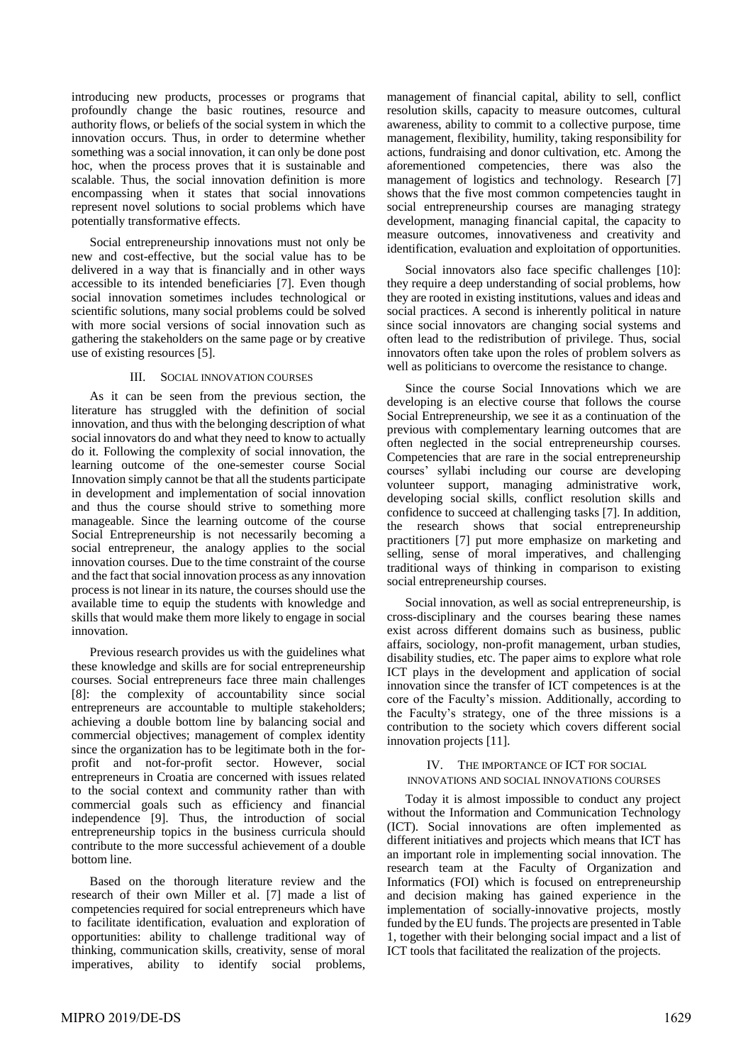introducing new products, processes or programs that profoundly change the basic routines, resource and authority flows, or beliefs of the social system in which the innovation occurs. Thus, in order to determine whether something was a social innovation, it can only be done post hoc, when the process proves that it is sustainable and scalable. Thus, the social innovation definition is more encompassing when it states that social innovations represent novel solutions to social problems which have potentially transformative effects.

Social entrepreneurship innovations must not only be new and cost-effective, but the social value has to be delivered in a way that is financially and in other ways accessible to its intended beneficiaries [7]. Even though social innovation sometimes includes technological or scientific solutions, many social problems could be solved with more social versions of social innovation such as gathering the stakeholders on the same page or by creative use of existing resources [5].

## III. Social innovation courses

As it can be seen from the previous section, the literature has struggled with the definition of social innovation, and thus with the belonging description of what social innovators do and what they need to know to actually do it. Following the complexity of social innovation, the learning outcome of the one-semester course Social Innovation simply cannot be that all the students participate in development and implementation of social innovation and thus the course should strive to something more manageable. Since the learning outcome of the course Social Entrepreneurship is not necessarily becoming a social entrepreneur, the analogy applies to the social innovation courses. Due to the time constraint of the course and the fact that social innovation process as any innovation process is not linear in its nature, the courses should use the available time to equip the students with knowledge and skills that would make them more likely to engage in social innovation.

Previous research provides us with the guidelines what these knowledge and skills are for social entrepreneurship courses. Social entrepreneurs face three main challenges [8]: the complexity of accountability since social entrepreneurs are accountable to multiple stakeholders; achieving a double bottom line by balancing social and commercial objectives; management of complex identity since the organization has to be legitimate both in the for-profit and not-for-profit sector. However, social entrepreneurs in Croatia are concerned with issues related to the social context and community rather than with commercial goals such as efficiency and financial independence [9]. Thus, the introduction of social entrepreneurship topics in the business curricula should contribute to the more successful achievement of a double bottom line.

Based on the thorough literature review and the research of their own Miller et al. [7] made a list of competencies required for social entrepreneurs which have to facilitate identification, evaluation and exploration of opportunities: ability to challenge traditional way of thinking, communication skills, creativity, sense of moral imperatives, ability to identify social problems, management of financial capital, ability to sell, conflict resolution skills, capacity to measure outcomes, cultural awareness, ability to commit to a collective purpose, time management, flexibility, humility, taking responsibility for actions, fundraising and donor cultivation, etc. Among the aforementioned competencies, there was also the management of logistics and technology. Research [7] shows that the five most common competencies taught in social entrepreneurship courses are managing strategy development, managing financial capital, the capacity to measure outcomes, innovativeness and creativity and identification, evaluation and exploitation of opportunities.

Social innovators also face specific challenges [10]: they require a deep understanding of social problems, how they are rooted in existing institutions, values and ideas and social practices. A second is inherently political in nature since social innovators are changing social systems and often lead to the redistribution of privilege. Thus, social innovators often take upon the roles of problem solvers as well as politicians to overcome the resistance to change.

Since the course Social Innovations which we are developing is an elective course that follows the course Social Entrepreneurship, we see it as a continuation of the previous with complementary learning outcomes that are often neglected in the social entrepreneurship courses. Competencies that are rare in the social entrepreneurship courses' syllabi including our course are developing volunteer support, managing administrative work, developing social skills, conflict resolution skills and confidence to succeed at challenging tasks [7]. In addition, the research shows that social entrepreneurship practitioners [7] put more emphasize on marketing and selling, sense of moral imperatives, and challenging traditional ways of thinking in comparison to existing social entrepreneurship courses.

Social innovation, as well as social entrepreneurship, is cross-disciplinary and the courses bearing these names exist across different domains such as business, public affairs, sociology, non-profit management, urban studies, disability studies, etc. The paper aims to explore what role ICT plays in the development and application of social innovation since the transfer of ICT competences is at the core of the Faculty's mission. Additionally, according to the Faculty's strategy, one of the three missions is a contribution to the society which covers different social innovation projects [11].

## IV. The importance of ICT for social innovations and social innovations courses

Today it is almost impossible to conduct any project without the Information and Communication Technology (ICT). Social innovations are often implemented as different initiatives and projects which means that ICT has an important role in implementing social innovation. The research team at the Faculty of Organization and Informatics (FOI) which is focused on entrepreneurship and decision making has gained experience in the implementation of socially-innovative projects, mostly funded by the EU funds. The projects are presented in Table 1, together with their belonging social impact and a list of ICT tools that facilitated the realization of the projects.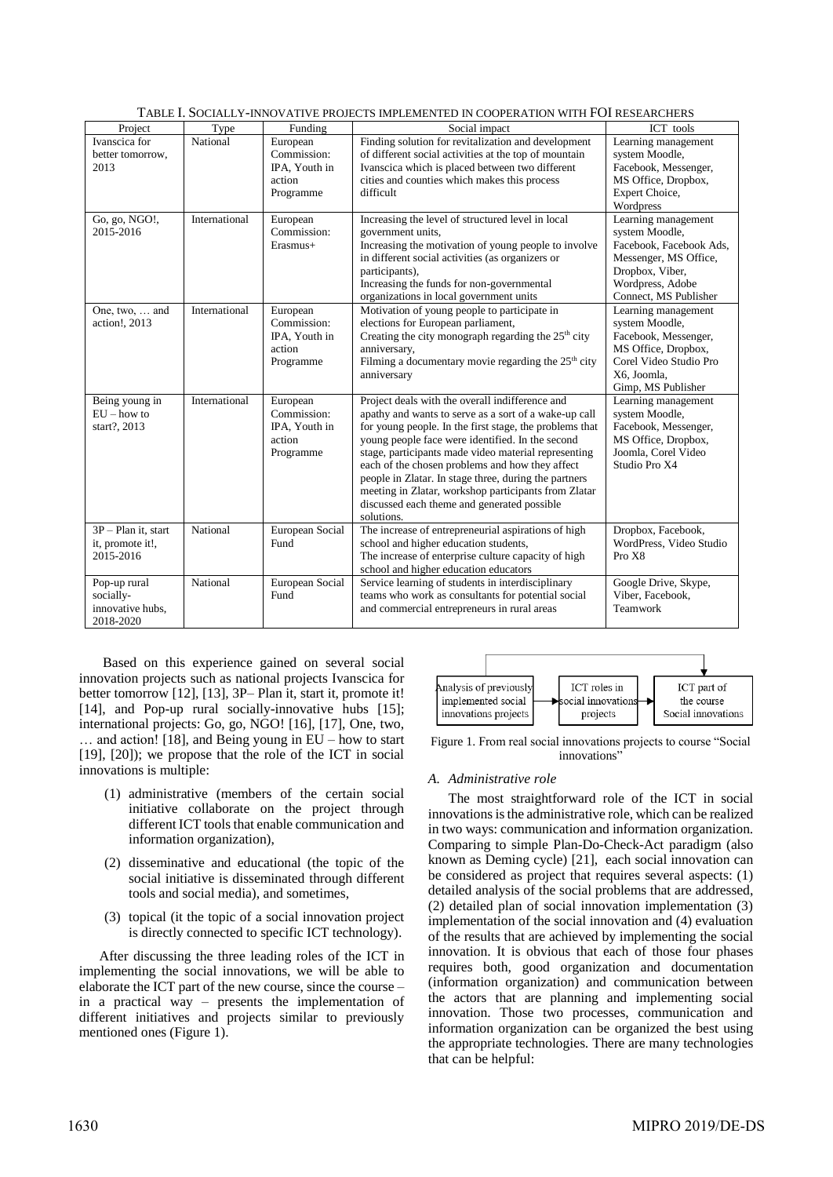TABLE I. SOCIALLY-INNOVATIVE PROJECTS IMPLEMENTED IN COOPERATION WITH FOI RESEARCHERS

| Project | Type | Funding | Social impact | ICT tools |
|---|---|---|---|---|
| Ivanscica for better tomorrow, 2013 | National | European Commission: IPA, Youth in action Programme | Finding solution for revitalization and development of different social activities at the top of mountain Ivanscica which is placed between two different cities and counties which makes this process difficult | Learning management system Moodle, Facebook, Messenger, MS Office, Dropbox, Expert Choice, Wordpress |
| Go, go, NGO!, 2015-2016 | International | European Commission: Erasmus+ | Increasing the level of structured level in local government units, Increasing the motivation of young people to involve in different social activities (as organizers or participants), Increasing the funds for non-governmental organizations in local government units | Learning management system Moodle, Facebook, Facebook Ads, Messenger, MS Office, Dropbox, Viber, Wordpress, Adobe Connect, MS Publisher |
| One, two, … and action!, 2013 | International | European Commission: IPA, Youth in action Programme | Motivation of young people to participate in elections for European parliament, Creating the city monograph regarding the 25[th] city anniversary, Filming a documentary movie regarding the 25[th] city anniversary | Learning management system Moodle, Facebook, Messenger, MS Office, Dropbox, Corel Video Studio Pro X6, Joomla, Gimp, MS Publisher |
| Being young in EU – how to start?, 2013 | International | European Commission: IPA, Youth in action Programme | Project deals with the overall indifference and apathy and wants to serve as a sort of a wake-up call for young people. In the first stage, the problems that young people face were identified. In the second stage, participants made video material representing each of the chosen problems and how they affect people in Zlatar. In stage three, during the partners meeting in Zlatar, workshop participants from Zlatar discussed each theme and generated possible solutions. | Learning management system Moodle, Facebook, Messenger, MS Office, Dropbox, Joomla, Corel Video Studio Pro X4 |
| 3P – Plan it, start it, promote it!, 2015-2016 | National | European Social Fund | The increase of entrepreneurial aspirations of high school and higher education students, The increase of enterprise culture capacity of high school and higher education educators | Dropbox, Facebook, WordPress, Video Studio Pro X8 |
| Pop-up rural socially-innovative hubs, 2018-2020 | National | European Social Fund | Service learning of students in interdisciplinary teams who work as consultants for potential social and commercial entrepreneurs in rural areas | Google Drive, Skype, Viber, Facebook, Teamwork |

Based on this experience gained on several social innovation projects such as national projects Ivanscica for better tomorrow [12], [13], 3P– Plan it, start it, promote it! [14], and Pop-up rural socially-innovative hubs [15]; international projects: Go, go, NGO! [16], [17], One, two, … and action! [18], and Being young in EU – how to start [19], [20]); we propose that the role of the ICT in social innovations is multiple:

(1) administrative (members of the certain social initiative collaborate on the project through different ICT tools that enable communication and information organization),

(2) disseminative and educational (the topic of the social initiative is disseminated through different tools and social media), and sometimes,

(3) topical (it the topic of a social innovation project is directly connected to specific ICT technology).

After discussing the three leading roles of the ICT in implementing the social innovations, we will be able to elaborate the ICT part of the new course, since the course – in a practical way – presents the implementation of different initiatives and projects similar to previously mentioned ones (Figure 1).

Analysis of previously implemented social innovations projects → ICT roles in social innovations projects → ICT part of the course Social innovations

Figure 1. From real social innovations projects to course "Social innovations"

### A. Administrative role

The most straightforward role of the ICT in social innovations is the administrative role, which can be realized in two ways: communication and information organization. Comparing to simple Plan-Do-Check-Act paradigm (also known as Deming cycle) [21], each social innovation can be considered as project that requires several aspects: (1) detailed analysis of the social problems that are addressed, (2) detailed plan of social innovation implementation (3) implementation of the social innovation and (4) evaluation of the results that are achieved by implementing the social innovation. It is obvious that each of those four phases requires both, good organization and documentation (information organization) and communication between the actors that are planning and implementing social innovation. Those two processes, communication and information organization can be organized the best using the appropriate technologies. There are many technologies that can be helpful: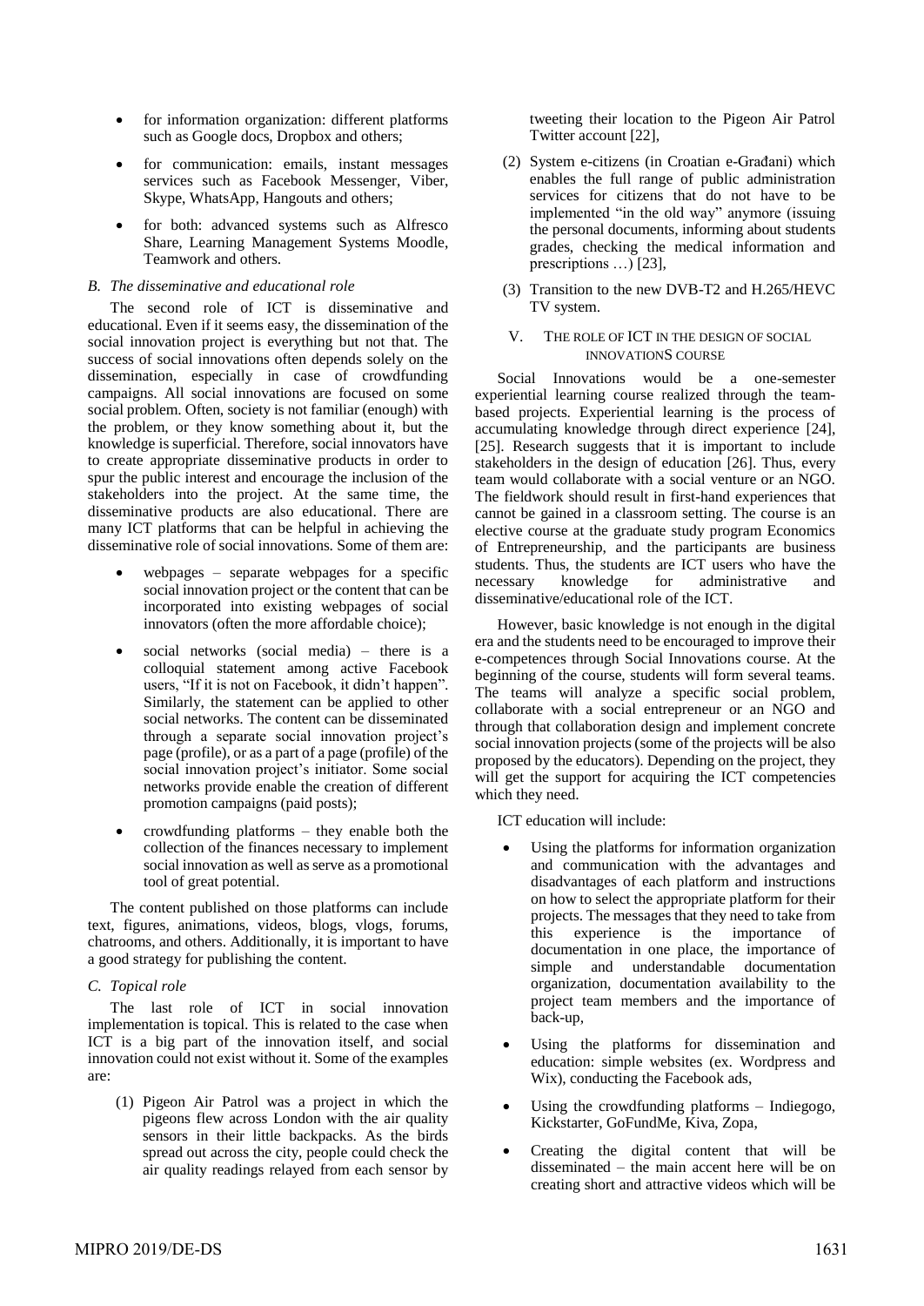- for information organization: different platforms such as Google docs, Dropbox and others;
- for communication: emails, instant messages services such as Facebook Messenger, Viber, Skype, WhatsApp, Hangouts and others;
- for both: advanced systems such as Alfresco Share, Learning Management Systems Moodle, Teamwork and others.

### *B. The disseminative and educational role*

The second role of ICT is disseminative and educational. Even if it seems easy, the dissemination of the social innovation project is everything but not that. The success of social innovations often depends solely on the dissemination, especially in case of crowdfunding campaigns. All social innovations are focused on some social problem. Often, society is not familiar (enough) with the problem, or they know something about it, but the knowledge is superficial. Therefore, social innovators have to create appropriate disseminative products in order to spur the public interest and encourage the inclusion of the stakeholders into the project. At the same time, the disseminative products are also educational. There are many ICT platforms that can be helpful in achieving the disseminative role of social innovations. Some of them are:

- webpages – separate webpages for a specific social innovation project or the content that can be incorporated into existing webpages of social innovators (often the more affordable choice);
- social networks (social media) – there is a colloquial statement among active Facebook users, "If it is not on Facebook, it didn't happen". Similarly, the statement can be applied to other social networks. The content can be disseminated through a separate social innovation project's page (profile), or as a part of a page (profile) of the social innovation project's initiator. Some social networks provide enable the creation of different promotion campaigns (paid posts);
- crowdfunding platforms – they enable both the collection of the finances necessary to implement social innovation as well as serve as a promotional tool of great potential.

The content published on those platforms can include text, figures, animations, videos, blogs, vlogs, forums, chatrooms, and others. Additionally, it is important to have a good strategy for publishing the content.

### *C. Topical role*

The last role of ICT in social innovation implementation is topical. This is related to the case when ICT is a big part of the innovation itself, and social innovation could not exist without it. Some of the examples are:

(1) Pigeon Air Patrol was a project in which the pigeons flew across London with the air quality sensors in their little backpacks. As the birds spread out across the city, people could check the air quality readings relayed from each sensor by tweeting their location to the Pigeon Air Patrol Twitter account [22],

(2) System e-citizens (in Croatian e-Građani) which enables the full range of public administration services for citizens that do not have to be implemented "in the old way" anymore (issuing the personal documents, informing about students grades, checking the medical information and prescriptions …) [23],

(3) Transition to the new DVB-T2 and H.265/HEVC TV system.

## V. The Role of ICT in the Design of Social Innovations Course

Social Innovations would be a one-semester experiential learning course realized through the team-based projects. Experiential learning is the process of accumulating knowledge through direct experience [24], [25]. Research suggests that it is important to include stakeholders in the design of education [26]. Thus, every team would collaborate with a social venture or an NGO. The fieldwork should result in first-hand experiences that cannot be gained in a classroom setting. The course is an elective course at the graduate study program Economics of Entrepreneurship, and the participants are business students. Thus, the students are ICT users who have the necessary knowledge for administrative and disseminative/educational role of the ICT.

However, basic knowledge is not enough in the digital era and the students need to be encouraged to improve their e-competences through Social Innovations course. At the beginning of the course, students will form several teams. The teams will analyze a specific social problem, collaborate with a social entrepreneur or an NGO and through that collaboration design and implement concrete social innovation projects (some of the projects will be also proposed by the educators). Depending on the project, they will get the support for acquiring the ICT competencies which they need.

ICT education will include:

- Using the platforms for information organization and communication with the advantages and disadvantages of each platform and instructions on how to select the appropriate platform for their projects. The messages that they need to take from this experience is the importance of documentation in one place, the importance of simple and understandable documentation organization, documentation availability to the project team members and the importance of back-up,
- Using the platforms for dissemination and education: simple websites (ex. Wordpress and Wix), conducting the Facebook ads,
- Using the crowdfunding platforms – Indiegogo, Kickstarter, GoFundMe, Kiva, Zopa,
- Creating the digital content that will be disseminated – the main accent here will be on creating short and attractive videos which will be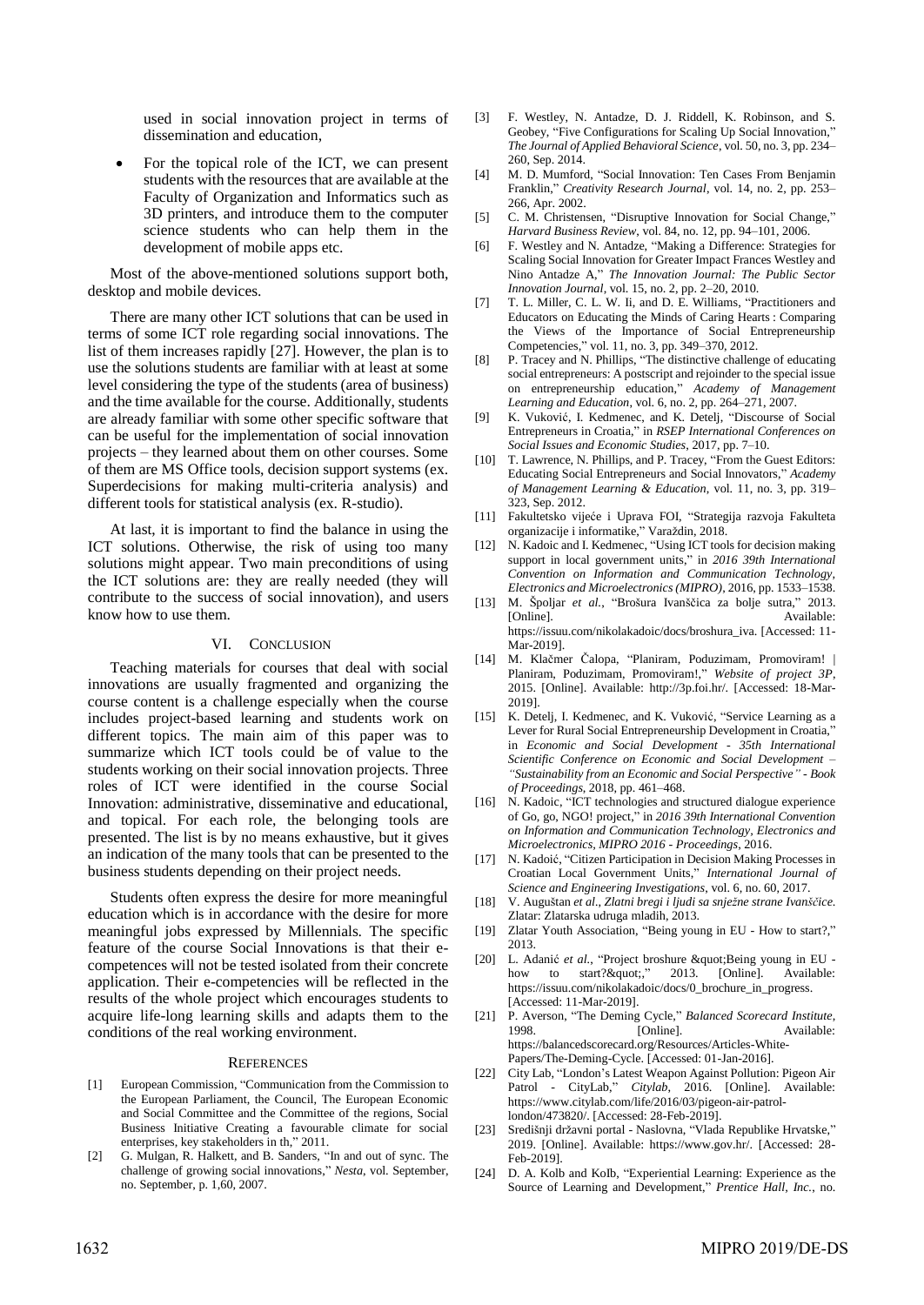used in social innovation project in terms of dissemination and education,

- For the topical role of the ICT, we can present students with the resources that are available at the Faculty of Organization and Informatics such as 3D printers, and introduce them to the computer science students who can help them in the development of mobile apps etc.

Most of the above-mentioned solutions support both, desktop and mobile devices.

There are many other ICT solutions that can be used in terms of some ICT role regarding social innovations. The list of them increases rapidly [27]. However, the plan is to use the solutions students are familiar with at least at some level considering the type of the students (area of business) and the time available for the course. Additionally, students are already familiar with some other specific software that can be useful for the implementation of social innovation projects – they learned about them on other courses. Some of them are MS Office tools, decision support systems (ex. Superdecisions for making multi-criteria analysis) and different tools for statistical analysis (ex. R-studio).

At last, it is important to find the balance in using the ICT solutions. Otherwise, the risk of using too many solutions might appear. Two main preconditions of using the ICT solutions are: they are really needed (they will contribute to the success of social innovation), and users know how to use them.

## VI. Conclusion

Teaching materials for courses that deal with social innovations are usually fragmented and organizing the course content is a challenge especially when the course includes project-based learning and students work on different topics. The main aim of this paper was to summarize which ICT tools could be of value to the students working on their social innovation projects. Three roles of ICT were identified in the course Social Innovation: administrative, disseminative and educational, and topical. For each role, the belonging tools are presented. The list is by no means exhaustive, but it gives an indication of the many tools that can be presented to the business students depending on their project needs.

Students often express the desire for more meaningful education which is in accordance with the desire for more meaningful jobs expressed by Millennials. The specific feature of the course Social Innovations is that their e-competences will not be tested isolated from their concrete application. Their e-competencies will be reflected in the results of the whole project which encourages students to acquire life-long learning skills and adapts them to the conditions of the real working environment.

## References

[1] European Commission, "Communication from the Commission to the European Parliament, the Council, The European Economic and Social Committee and the Committee of the regions, Social Business Initiative Creating a favourable climate for social enterprises, key stakeholders in th," 2011.

[2] G. Mulgan, R. Halkett, and B. Sanders, "In and out of sync. The challenge of growing social innovations," *Nesta*, vol. September, no. September, p. 1,60, 2007.

[3] F. Westley, N. Antadze, D. J. Riddell, K. Robinson, and S. Geobey, "Five Configurations for Scaling Up Social Innovation," *The Journal of Applied Behavioral Science*, vol. 50, no. 3, pp. 234–260, Sep. 2014.

[4] M. D. Mumford, "Social Innovation: Ten Cases From Benjamin Franklin," *Creativity Research Journal*, vol. 14, no. 2, pp. 253–266, Apr. 2002.

[5] C. M. Christensen, "Disruptive Innovation for Social Change," *Harvard Business Review*, vol. 84, no. 12, pp. 94–101, 2006.

[6] F. Westley and N. Antadze, "Making a Difference: Strategies for Scaling Social Innovation for Greater Impact Frances Westley and Nino Antadze A," *The Innovation Journal: The Public Sector Innovation Journal*, vol. 15, no. 2, pp. 2–20, 2010.

[7] T. L. Miller, C. L. W. Ii, and D. E. Williams, "Practitioners and Educators on Educating the Minds of Caring Hearts : Comparing the Views of the Importance of Social Entrepreneurship Competencies," vol. 11, no. 3, pp. 349–370, 2012.

[8] P. Tracey and N. Phillips, "The distinctive challenge of educating social entrepreneurs: A postscript and rejoinder to the special issue on entrepreneurship education," *Academy of Management Learning and Education*, vol. 6, no. 2, pp. 264–271, 2007.

[9] K. Vuković, I. Kedmenec, and K. Detelj, "Discourse of Social Entrepreneurs in Croatia," in *RSEP International Conferences on Social Issues and Economic Studies*, 2017, pp. 7–10.

[10] T. Lawrence, N. Phillips, and P. Tracey, "From the Guest Editors: Educating Social Entrepreneurs and Social Innovators," *Academy of Management Learning & Education*, vol. 11, no. 3, pp. 319–323, Sep. 2012.

[11] Fakultetsko vijeće i Uprava FOI, "Strategija razvoja Fakulteta organizacije i informatike," Varaždin, 2018.

[12] N. Kadoic and I. Kedmenec, "Using ICT tools for decision making support in local government units," in *2016 39th International Convention on Information and Communication Technology, Electronics and Microelectronics (MIPRO)*, 2016, pp. 1533–1538.

[13] M. Špoljar *et al.*, "Brošura Ivanščica za bolje sutra," 2013. [Online]. Available: https://issuu.com/nikolakadoic/docs/broshura_iva. [Accessed: 11-Mar-2019].

[14] M. Klačmer Čalopa, "Planiram, Poduzimam, Promoviram! | Planiram, Poduzimam, Promoviram!," *Website of project 3P*, 2015. [Online]. Available: http://3p.foi.hr/. [Accessed: 18-Mar-2019].

[15] K. Detelj, I. Kedmenec, and K. Vuković, "Service Learning as a Lever for Rural Social Entrepreneurship Development in Croatia," in *Economic and Social Development - 35th International Scientific Conference on Economic and Social Development – "Sustainability from an Economic and Social Perspective" - Book of Proceedings*, 2018, pp. 461–468.

[16] N. Kadoic, "ICT technologies and structured dialogue experience of Go, go, NGO! project," in *2016 39th International Convention on Information and Communication Technology, Electronics and Microelectronics, MIPRO 2016 - Proceedings*, 2016.

[17] N. Kadoić, "Citizen Participation in Decision Making Processes in Croatian Local Government Units," *International Journal of Science and Engineering Investigations*, vol. 6, no. 60, 2017.

[18] V. Auguštan *et al.*, *Zlatni bregi i ljudi sa snježne strane Ivanšćice*. Zlatar: Zlatarska udruga mladih, 2013.

[19] Zlatar Youth Association, "Being young in EU - How to start?," 2013.

[20] L. Adanić *et al.*, "Project broshure &quot;Being young in EU - how to start?&quot;," 2013. [Online]. Available: https://issuu.com/nikolakadoic/docs/0_brochure_in_progress. [Accessed: 11-Mar-2019].

[21] P. Averson, "The Deming Cycle," *Balanced Scorecard Institute*, 1998. [Online]. Available: https://balancedscorecard.org/Resources/Articles-White-Papers/The-Deming-Cycle. [Accessed: 01-Jan-2016].

[22] City Lab, "London's Latest Weapon Against Pollution: Pigeon Air Patrol - CityLab," *Citylab*, 2016. [Online]. Available: https://www.citylab.com/life/2016/03/pigeon-air-patrol-london/473820/. [Accessed: 28-Feb-2019].

[23] Središnji državni portal - Naslovna, "Vlada Republike Hrvatske," 2019. [Online]. Available: https://www.gov.hr/. [Accessed: 28-Feb-2019].

[24] D. A. Kolb and Kolb, "Experiential Learning: Experience as the Source of Learning and Development," *Prentice Hall, Inc.*, no.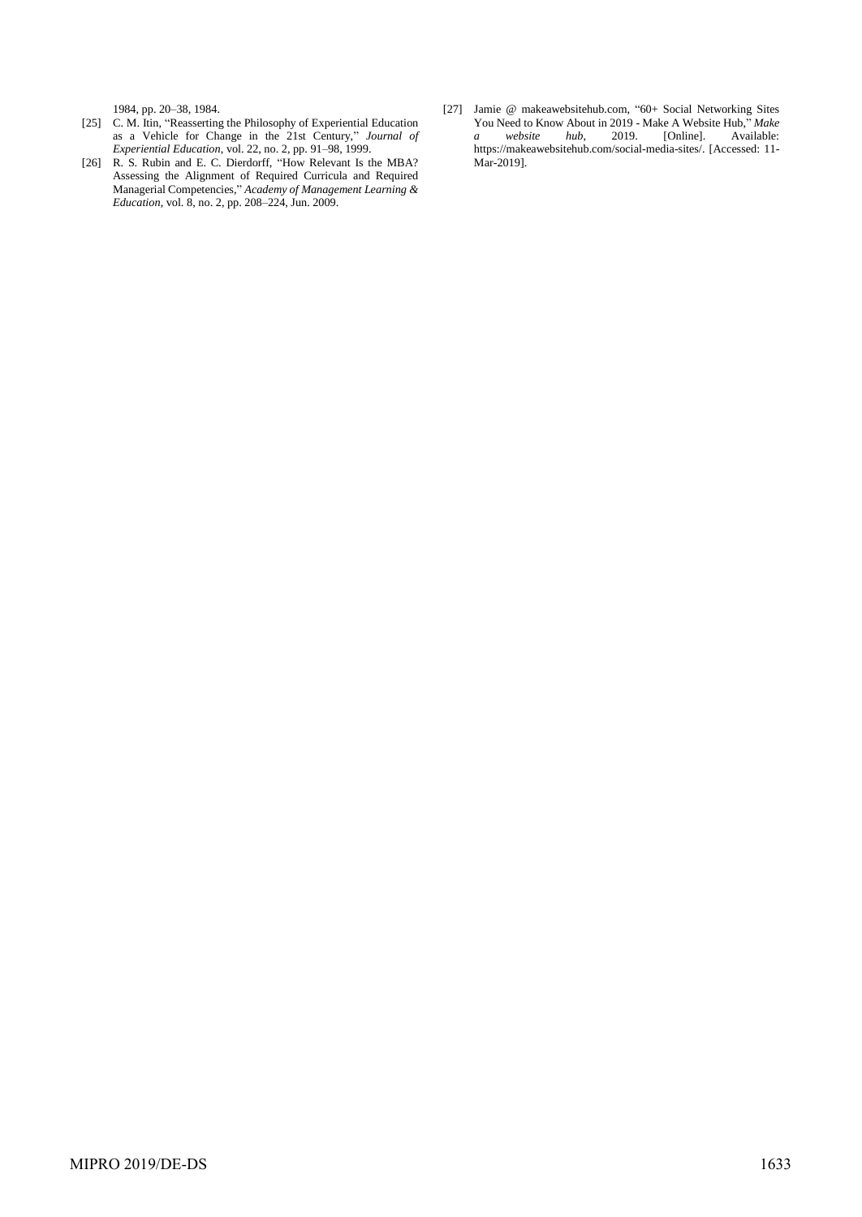1984, pp. 20–38, 1984.

[25] C. M. Itin, "Reasserting the Philosophy of Experiential Education as a Vehicle for Change in the 21st Century," *Journal of Experiential Education*, vol. 22, no. 2, pp. 91–98, 1999.

[26] R. S. Rubin and E. C. Dierdorff, "How Relevant Is the MBA? Assessing the Alignment of Required Curricula and Required Managerial Competencies," *Academy of Management Learning & Education*, vol. 8, no. 2, pp. 208–224, Jun. 2009.

[27] Jamie @ makeawebsitehub.com, "60+ Social Networking Sites You Need to Know About in 2019 - Make A Website Hub," *Make a website hub*, 2019. [Online]. Available: https://makeawebsitehub.com/social-media-sites/. [Accessed: 11-Mar-2019].